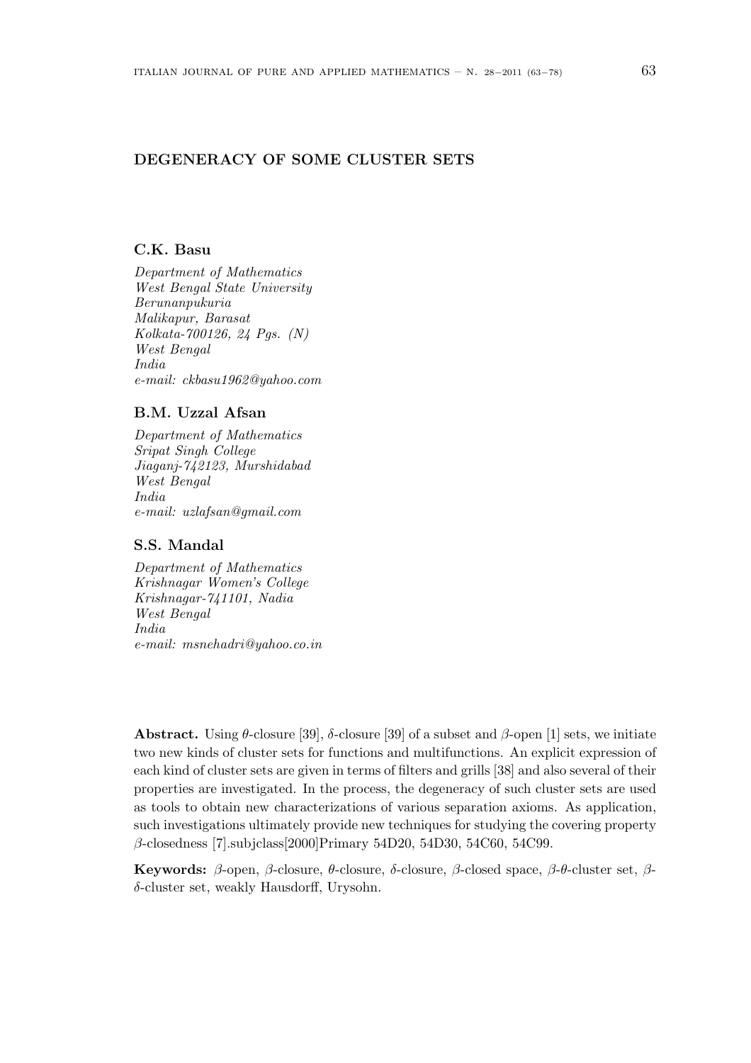# DEGENERACY OF SOME CLUSTER SETS

**C.K. Basu**

*Department of Mathematics*
*West Bengal State University*
*Berunanpukuria*
*Malikapur, Barasat*
*Kolkata-700126, 24 Pgs. (N)*
*West Bengal*
*India*
*e-mail: ckbasu1962@yahoo.com*

**B.M. Uzzal Afsan**

*Department of Mathematics*
*Sripat Singh College*
*Jiaganj-742123, Murshidabad*
*West Bengal*
*India*
*e-mail: uzlafsan@gmail.com*

**S.S. Mandal**

*Department of Mathematics*
*Krishnagar Women's College*
*Krishnagar-741101, Nadia*
*West Bengal*
*India*
*e-mail: msnehadri@yahoo.co.in*

**Abstract.** Using $\theta$-closure [39], $\delta$-closure [39] of a subset and $\beta$-open [1] sets, we initiate two new kinds of cluster sets for functions and multifunctions. An explicit expression of each kind of cluster sets are given in terms of filters and grills [38] and also several of their properties are investigated. In the process, the degeneracy of such cluster sets are used as tools to obtain new characterizations of various separation axioms. As application, such investigations ultimately provide new techniques for studying the covering property $\beta$-closedness [7].subjclass[2000]Primary 54D20, 54D30, 54C60, 54C99.

**Keywords:** $\beta$-open, $\beta$-closure, $\theta$-closure, $\delta$-closure, $\beta$-closed space, $\beta$-$\theta$-cluster set, $\beta$-$\delta$-cluster set, weakly Hausdorff, Urysohn.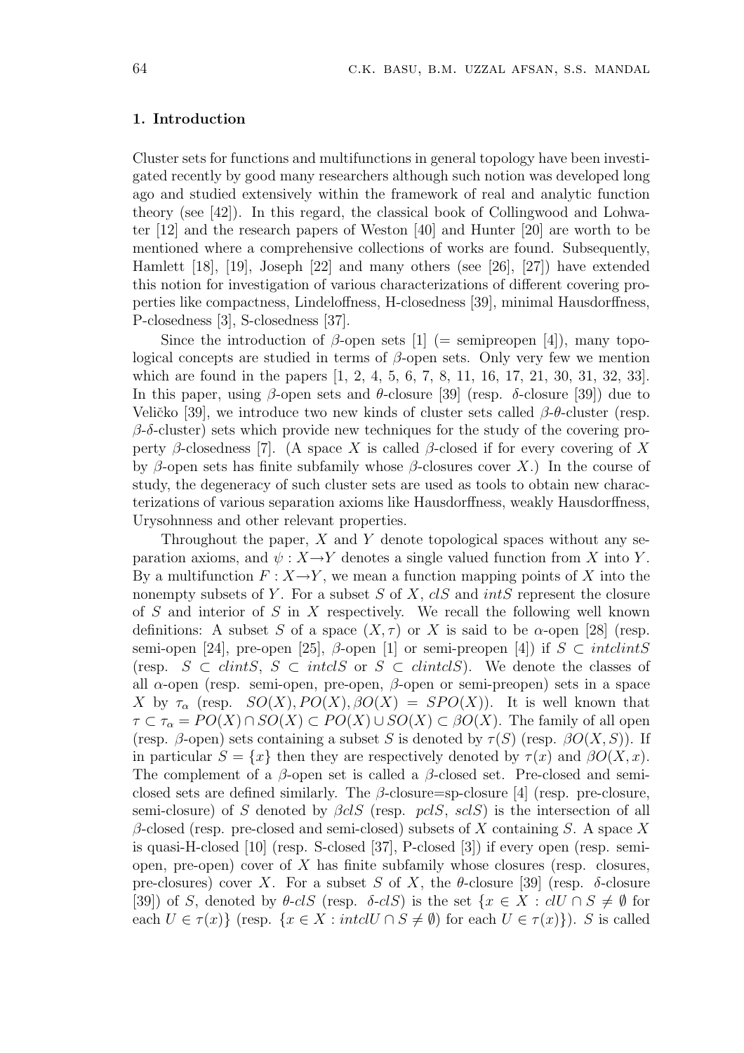## 1. Introduction

Cluster sets for functions and multifunctions in general topology have been investigated recently by good many researchers although such notion was developed long ago and studied extensively within the framework of real and analytic function theory (see [42]). In this regard, the classical book of Collingwood and Lohwater [12] and the research papers of Weston [40] and Hunter [20] are worth to be mentioned where a comprehensive collections of works are found. Subsequently, Hamlett [18], [19], Joseph [22] and many others (see [26], [27]) have extended this notion for investigation of various characterizations of different covering properties like compactness, Lindeloffness, H-closedness [39], minimal Hausdorffness, P-closedness [3], S-closedness [37].

Since the introduction of $\beta$-open sets [1] (= semipreopen [4]), many topological concepts are studied in terms of $\beta$-open sets. Only very few we mention which are found in the papers [1, 2, 4, 5, 6, 7, 8, 11, 16, 17, 21, 30, 31, 32, 33]. In this paper, using $\beta$-open sets and $\theta$-closure [39] (resp. $\delta$-closure [39]) due to Veličko [39], we introduce two new kinds of cluster sets called $\beta$-$\theta$-cluster (resp. $\beta$-$\delta$-cluster) sets which provide new techniques for the study of the covering property $\beta$-closedness [7]. (A space $X$ is called $\beta$-closed if for every covering of $X$ by $\beta$-open sets has finite subfamily whose $\beta$-closures cover $X$.) In the course of study, the degeneracy of such cluster sets are used as tools to obtain new characterizations of various separation axioms like Hausdorffness, weakly Hausdorffness, Urysohnness and other relevant properties.

Throughout the paper, $X$ and $Y$ denote topological spaces without any separation axioms, and $\psi : X \to Y$ denotes a single valued function from $X$ into $Y$. By a multifunction $F : X \to Y$, we mean a function mapping points of $X$ into the nonempty subsets of $Y$. For a subset $S$ of $X$, $clS$ and $intS$ represent the closure of $S$ and interior of $S$ in $X$ respectively. We recall the following well known definitions: A subset $S$ of a space $(X, \tau)$ or $X$ is said to be $\alpha$-open [28] (resp. semi-open [24], pre-open [25], $\beta$-open [1] or semi-preopen [4]) if $S \subset intclintS$ (resp. $S \subset clintS$, $S \subset intclS$ or $S \subset clintclS$). We denote the classes of all $\alpha$-open (resp. semi-open, pre-open, $\beta$-open or semi-preopen) sets in a space $X$ by $\tau_\alpha$ (resp. $SO(X), PO(X), \beta O(X) = SPO(X)$). It is well known that $\tau \subset \tau_\alpha = PO(X) \cap SO(X) \subset PO(X) \cup SO(X) \subset \beta O(X)$. The family of all open (resp. $\beta$-open) sets containing a subset $S$ is denoted by $\tau(S)$ (resp. $\beta O(X, S)$). If in particular $S = \{x\}$ then they are respectively denoted by $\tau(x)$ and $\beta O(X, x)$. The complement of a $\beta$-open set is called a $\beta$-closed set. Pre-closed and semi-closed sets are defined similarly. The $\beta$-closure=sp-closure [4] (resp. pre-closure, semi-closure) of $S$ denoted by $\beta clS$ (resp. $pclS$, $sclS$) is the intersection of all $\beta$-closed (resp. pre-closed and semi-closed) subsets of $X$ containing $S$. A space $X$ is quasi-H-closed [10] (resp. S-closed [37], P-closed [3]) if every open (resp. semi-open, pre-open) cover of $X$ has finite subfamily whose closures (resp. closures, pre-closures) cover $X$. For a subset $S$ of $X$, the $\theta$-closure [39] (resp. $\delta$-closure [39]) of $S$, denoted by $\theta$-$clS$ (resp. $\delta$-$clS$) is the set $\{x \in X : clU \cap S \neq \emptyset$ for each $U \in \tau(x)\}$ (resp. $\{x \in X : intclU \cap S \neq \emptyset)$ for each $U \in \tau(x)\}$). $S$ is called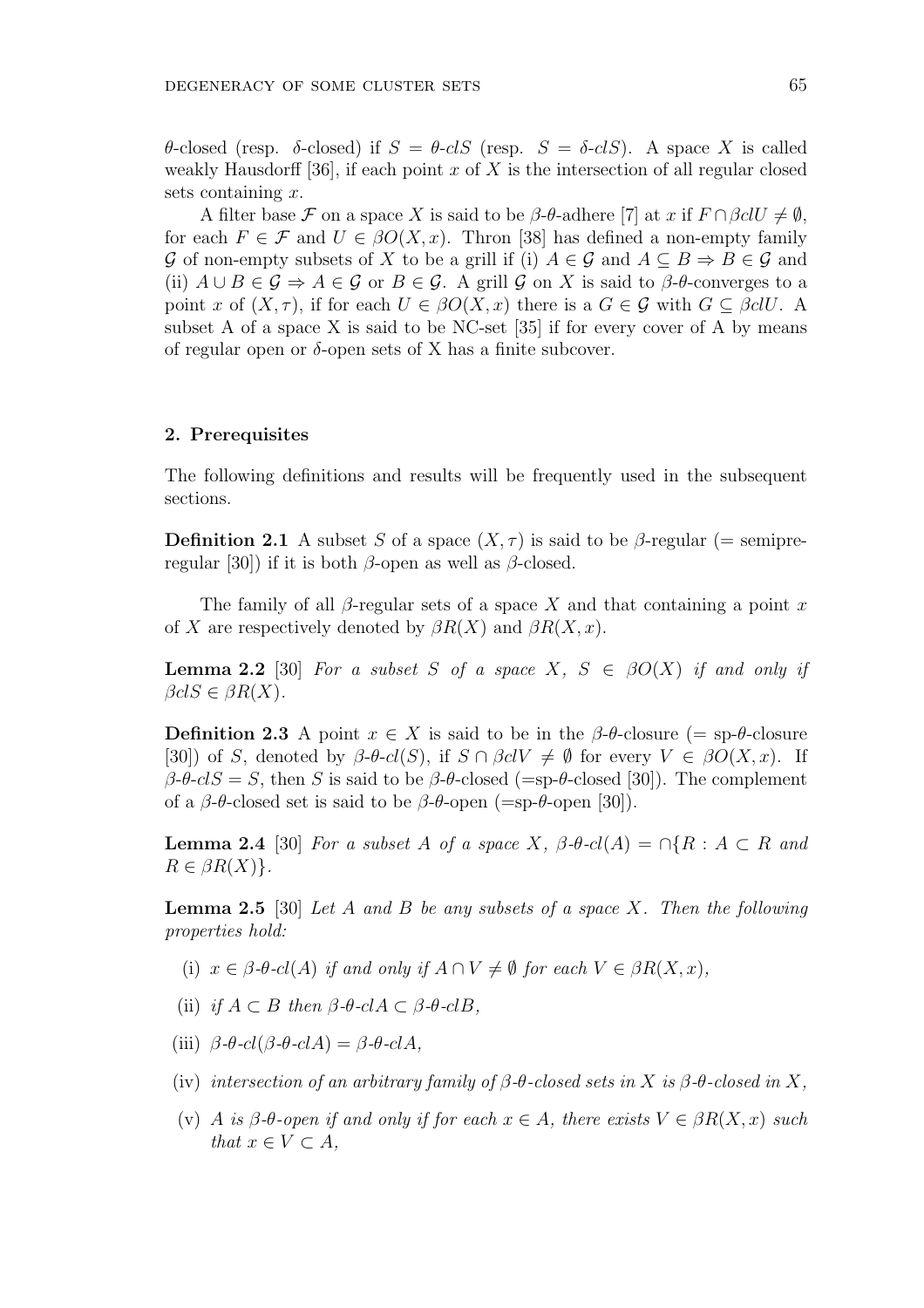$\theta$-closed (resp. $\delta$-closed) if $S = \theta\text{-}clS$ (resp. $S = \delta\text{-}clS$). A space $X$ is called weakly Hausdorff [36], if each point $x$ of $X$ is the intersection of all regular closed sets containing $x$.

A filter base $\mathcal{F}$ on a space $X$ is said to be $\beta$-$\theta$-adhere [7] at $x$ if $F \cap \beta clU \neq \emptyset$, for each $F \in \mathcal{F}$ and $U \in \beta O(X, x)$. Thron [38] has defined a non-empty family $\mathcal{G}$ of non-empty subsets of $X$ to be a grill if (i) $A \in \mathcal{G}$ and $A \subseteq B \Rightarrow B \in \mathcal{G}$ and (ii) $A \cup B \in \mathcal{G} \Rightarrow A \in \mathcal{G}$ or $B \in \mathcal{G}$. A grill $\mathcal{G}$ on $X$ is said to $\beta$-$\theta$-converges to a point $x$ of $(X, \tau)$, if for each $U \in \beta O(X, x)$ there is a $G \in \mathcal{G}$ with $G \subseteq \beta clU$. A subset A of a space X is said to be NC-set [35] if for every cover of A by means of regular open or $\delta$-open sets of X has a finite subcover.

## 2. Prerequisites

The following definitions and results will be frequently used in the subsequent sections.

**Definition 2.1** A subset $S$ of a space $(X, \tau)$ is said to be $\beta$-regular (= semipre-regular [30]) if it is both $\beta$-open as well as $\beta$-closed.

The family of all $\beta$-regular sets of a space $X$ and that containing a point $x$ of $X$ are respectively denoted by $\beta R(X)$ and $\beta R(X, x)$.

**Lemma 2.2** [30] *For a subset $S$ of a space $X$, $S \in \beta O(X)$ if and only if $\beta clS \in \beta R(X)$.*

**Definition 2.3** A point $x \in X$ is said to be in the $\beta$-$\theta$-closure (= sp-$\theta$-closure [30]) of $S$, denoted by $\beta\text{-}\theta\text{-}cl(S)$, if $S \cap \beta clV \neq \emptyset$ for every $V \in \beta O(X, x)$. If $\beta\text{-}\theta\text{-}clS = S$, then $S$ is said to be $\beta$-$\theta$-closed (=sp-$\theta$-closed [30]). The complement of a $\beta$-$\theta$-closed set is said to be $\beta$-$\theta$-open (=sp-$\theta$-open [30]).

**Lemma 2.4** [30] *For a subset $A$ of a space $X$, $\beta\text{-}\theta\text{-}cl(A) = \cap\{R : A \subset R$ and $R \in \beta R(X)\}$.*

**Lemma 2.5** [30] *Let $A$ and $B$ be any subsets of a space $X$. Then the following properties hold:*

(i) *$x \in \beta\text{-}\theta\text{-}cl(A)$ if and only if $A \cap V \neq \emptyset$ for each $V \in \beta R(X, x)$,*

(ii) *if $A \subset B$ then $\beta\text{-}\theta\text{-}clA \subset \beta\text{-}\theta\text{-}clB$,*

(iii) *$\beta\text{-}\theta\text{-}cl(\beta\text{-}\theta\text{-}clA) = \beta\text{-}\theta\text{-}clA$,*

(iv) *intersection of an arbitrary family of $\beta$-$\theta$-closed sets in $X$ is $\beta$-$\theta$-closed in $X$,*

(v) *$A$ is $\beta$-$\theta$-open if and only if for each $x \in A$, there exists $V \in \beta R(X, x)$ such that $x \in V \subset A$,*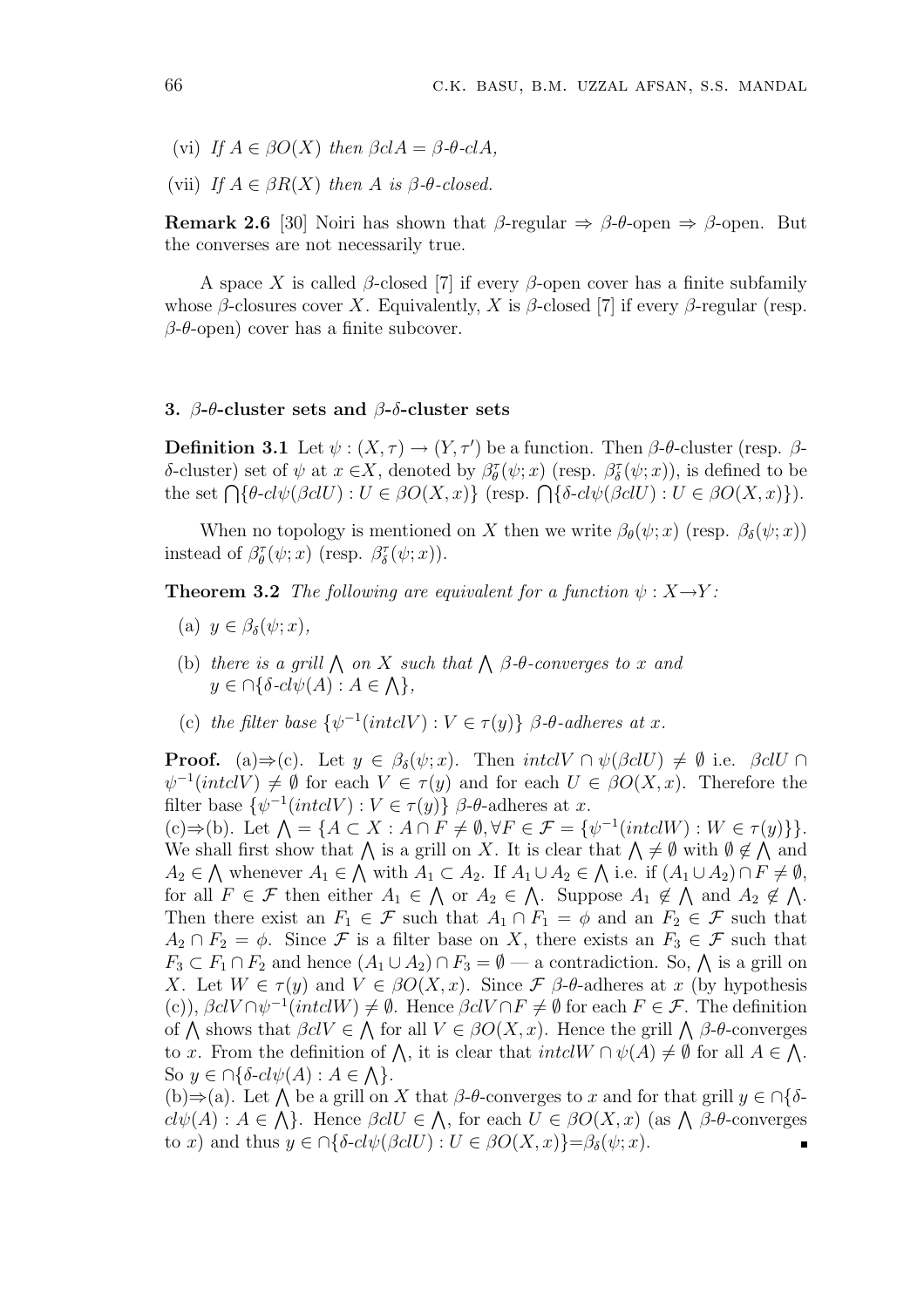(vi) *If* $A \in \beta O(X)$ *then* $\beta clA = \beta\text{-}\theta\text{-}clA$,

(vii) *If* $A \in \beta R(X)$ *then* $A$ *is* $\beta$-$\theta$-*closed.*

**Remark 2.6** [30] Noiri has shown that $\beta$-regular $\Rightarrow$ $\beta$-$\theta$-open $\Rightarrow$ $\beta$-open. But the converses are not necessarily true.

A space $X$ is called $\beta$-closed [7] if every $\beta$-open cover has a finite subfamily whose $\beta$-closures cover $X$. Equivalently, $X$ is $\beta$-closed [7] if every $\beta$-regular (resp. $\beta$-$\theta$-open) cover has a finite subcover.

### 3. $\beta$-$\theta$-cluster sets and $\beta$-$\delta$-cluster sets

**Definition 3.1** Let $\psi : (X, \tau) \to (Y, \tau')$ be a function. Then $\beta$-$\theta$-cluster (resp. $\beta$-$\delta$-cluster) set of $\psi$ at $x \in X$, denoted by $\beta^{\tau}_{\theta}(\psi; x)$ (resp. $\beta^{\tau}_{\delta}(\psi; x)$), is defined to be the set $\bigcap\{\theta\text{-}cl\psi(\beta clU) : U \in \beta O(X, x)\}$ (resp. $\bigcap\{\delta\text{-}cl\psi(\beta clU) : U \in \beta O(X, x)\}$).

When no topology is mentioned on $X$ then we write $\beta_{\theta}(\psi; x)$ (resp. $\beta_{\delta}(\psi; x)$) instead of $\beta^{\tau}_{\theta}(\psi; x)$ (resp. $\beta^{\tau}_{\delta}(\psi; x)$).

**Theorem 3.2** *The following are equivalent for a function* $\psi : X \to Y$*:*

(a) $y \in \beta_{\delta}(\psi; x)$,

(b) *there is a grill* $\bigwedge$ *on* $X$ *such that* $\bigwedge$ $\beta$-$\theta$-*converges to* $x$ *and* $y \in \cap\{\delta\text{-}cl\psi(A) : A \in \bigwedge\}$,

(c) *the filter base* $\{\psi^{-1}(intclV) : V \in \tau(y)\}$ $\beta$-$\theta$-*adheres at* $x$.

**Proof.** (a)$\Rightarrow$(c). Let $y \in \beta_{\delta}(\psi; x)$. Then $intclV \cap \psi(\beta clU) \neq \emptyset$ i.e. $\beta clU \cap \psi^{-1}(intclV) \neq \emptyset$ for each $V \in \tau(y)$ and for each $U \in \beta O(X, x)$. Therefore the filter base $\{\psi^{-1}(intclV) : V \in \tau(y)\}$ $\beta$-$\theta$-adheres at $x$.

(c)$\Rightarrow$(b). Let $\bigwedge = \{A \subset X : A \cap F \neq \emptyset, \forall F \in \mathcal{F} = \{\psi^{-1}(intclW) : W \in \tau(y)\}\}$. We shall first show that $\bigwedge$ is a grill on $X$. It is clear that $\bigwedge \neq \emptyset$ with $\emptyset \notin \bigwedge$ and $A_2 \in \bigwedge$ whenever $A_1 \in \bigwedge$ with $A_1 \subset A_2$. If $A_1 \cup A_2 \in \bigwedge$ i.e. if $(A_1 \cup A_2) \cap F \neq \emptyset$, for all $F \in \mathcal{F}$ then either $A_1 \in \bigwedge$ or $A_2 \in \bigwedge$. Suppose $A_1 \notin \bigwedge$ and $A_2 \notin \bigwedge$. Then there exist an $F_1 \in \mathcal{F}$ such that $A_1 \cap F_1 = \phi$ and an $F_2 \in \mathcal{F}$ such that $A_2 \cap F_2 = \phi$. Since $\mathcal{F}$ is a filter base on $X$, there exists an $F_3 \in \mathcal{F}$ such that $F_3 \subset F_1 \cap F_2$ and hence $(A_1 \cup A_2) \cap F_3 = \emptyset$ — a contradiction. So, $\bigwedge$ is a grill on $X$. Let $W \in \tau(y)$ and $V \in \beta O(X, x)$. Since $\mathcal{F}$ $\beta$-$\theta$-adheres at $x$ (by hypothesis (c)), $\beta clV \cap \psi^{-1}(intclW) \neq \emptyset$. Hence $\beta clV \cap F \neq \emptyset$ for each $F \in \mathcal{F}$. The definition of $\bigwedge$ shows that $\beta clV \in \bigwedge$ for all $V \in \beta O(X, x)$. Hence the grill $\bigwedge$ $\beta$-$\theta$-converges to $x$. From the definition of $\bigwedge$, it is clear that $intclW \cap \psi(A) \neq \emptyset$ for all $A \in \bigwedge$. So $y \in \cap\{\delta\text{-}cl\psi(A) : A \in \bigwedge\}$.

(b)$\Rightarrow$(a). Let $\bigwedge$ be a grill on $X$ that $\beta$-$\theta$-converges to $x$ and for that grill $y \in \cap\{\delta\text{-}cl\psi(A) : A \in \bigwedge\}$. Hence $\beta clU \in \bigwedge$, for each $U \in \beta O(X, x)$ (as $\bigwedge$ $\beta$-$\theta$-converges to $x$) and thus $y \in \cap\{\delta\text{-}cl\psi(\beta clU) : U \in \beta O(X, x)\} = \beta_{\delta}(\psi; x)$. ∎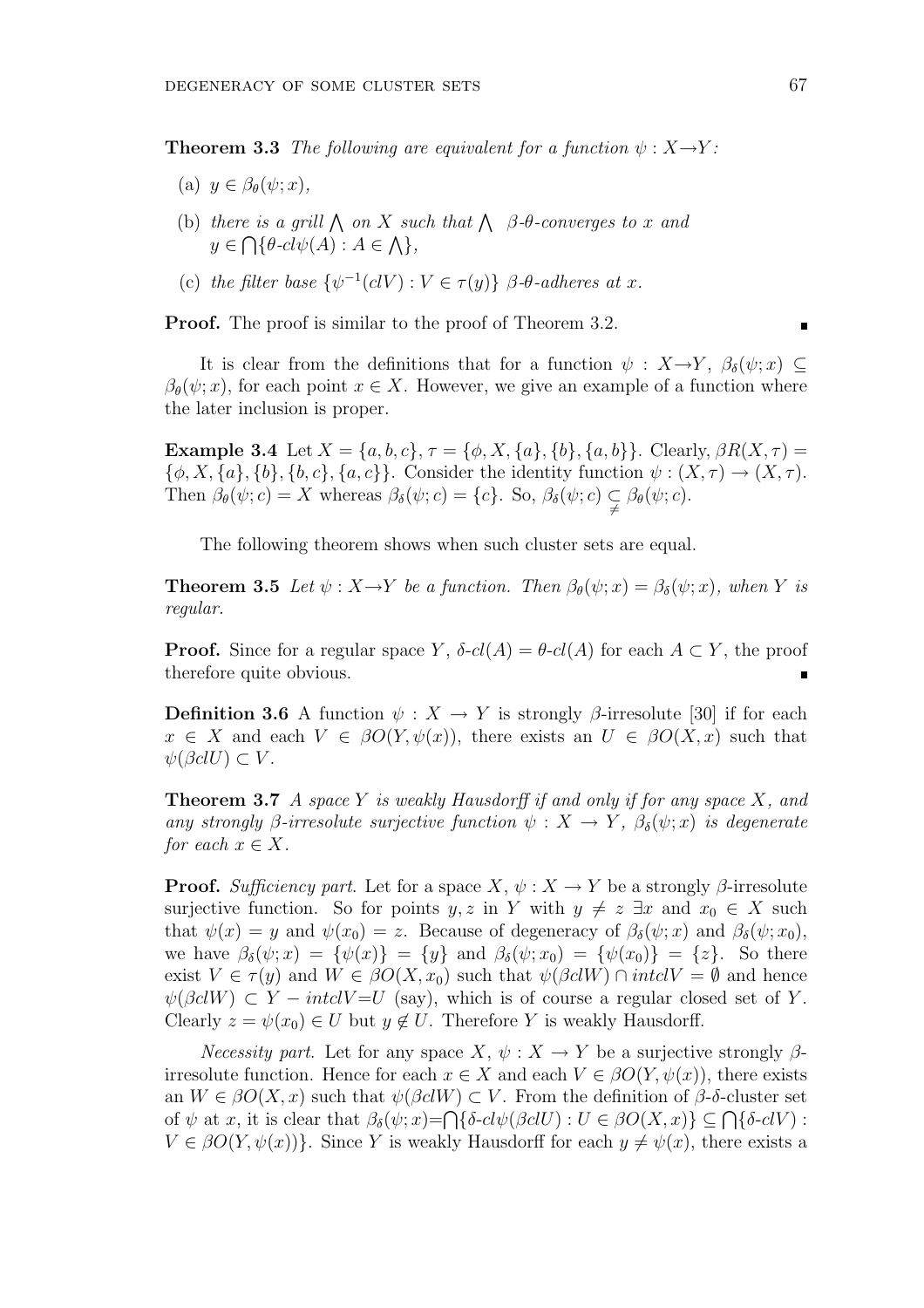**Theorem 3.3** *The following are equivalent for a function $\psi : X \to Y$:*

(a) $y \in \beta_\theta(\psi; x)$,

(b) *there is a grill $\bigwedge$ on $X$ such that $\bigwedge$ $\beta$-$\theta$-converges to $x$ and* $y \in \bigcap\{\theta\text{-}cl\psi(A) : A \in \bigwedge\}$,

(c) *the filter base $\{\psi^{-1}(clV) : V \in \tau(y)\}$ $\beta$-$\theta$-adheres at $x$.*

**Proof.** The proof is similar to the proof of Theorem 3.2. ∎

It is clear from the definitions that for a function $\psi : X \to Y$, $\beta_\delta(\psi; x) \subseteq \beta_\theta(\psi; x)$, for each point $x \in X$. However, we give an example of a function where the later inclusion is proper.

**Example 3.4** Let $X = \{a, b, c\}$, $\tau = \{\phi, X, \{a\}, \{b\}, \{a, b\}\}$. Clearly, $\beta R(X, \tau) = \{\phi, X, \{a\}, \{b\}, \{b, c\}, \{a, c\}\}$. Consider the identity function $\psi : (X, \tau) \to (X, \tau)$. Then $\beta_\theta(\psi; c) = X$ whereas $\beta_\delta(\psi; c) = \{c\}$. So, $\beta_\delta(\psi; c) \underset{\neq}{\subset} \beta_\theta(\psi; c)$.

The following theorem shows when such cluster sets are equal.

**Theorem 3.5** *Let $\psi : X \to Y$ be a function. Then $\beta_\theta(\psi; x) = \beta_\delta(\psi; x)$, when $Y$ is regular.*

**Proof.** Since for a regular space $Y$, $\delta$-$cl(A) = \theta$-$cl(A)$ for each $A \subset Y$, the proof therefore quite obvious. ∎

**Definition 3.6** A function $\psi : X \to Y$ is strongly $\beta$-irresolute [30] if for each $x \in X$ and each $V \in \beta O(Y, \psi(x))$, there exists an $U \in \beta O(X, x)$ such that $\psi(\beta clU) \subset V$.

**Theorem 3.7** *A space $Y$ is weakly Hausdorff if and only if for any space $X$, and any strongly $\beta$-irresolute surjective function $\psi : X \to Y$, $\beta_\delta(\psi; x)$ is degenerate for each $x \in X$.*

**Proof.** *Sufficiency part.* Let for a space $X$, $\psi : X \to Y$ be a strongly $\beta$-irresolute surjective function. So for points $y, z$ in $Y$ with $y \neq z$ $\exists x$ and $x_0 \in X$ such that $\psi(x) = y$ and $\psi(x_0) = z$. Because of degeneracy of $\beta_\delta(\psi; x)$ and $\beta_\delta(\psi; x_0)$, we have $\beta_\delta(\psi; x) = \{\psi(x)\} = \{y\}$ and $\beta_\delta(\psi; x_0) = \{\psi(x_0)\} = \{z\}$. So there exist $V \in \tau(y)$ and $W \in \beta O(X, x_0)$ such that $\psi(\beta clW) \cap intclV = \emptyset$ and hence $\psi(\beta clW) \subset Y - intclV = U$ (say), which is of course a regular closed set of $Y$. Clearly $z = \psi(x_0) \in U$ but $y \notin U$. Therefore $Y$ is weakly Hausdorff.

*Necessity part.* Let for any space $X$, $\psi : X \to Y$ be a surjective strongly $\beta$-irresolute function. Hence for each $x \in X$ and each $V \in \beta O(Y, \psi(x))$, there exists an $W \in \beta O(X, x)$ such that $\psi(\beta clW) \subset V$. From the definition of $\beta$-$\delta$-cluster set of $\psi$ at $x$, it is clear that $\beta_\delta(\psi; x) = \bigcap\{\delta\text{-}cl\psi(\beta clU) : U \in \beta O(X, x)\} \subseteq \bigcap\{\delta\text{-}clV) : V \in \beta O(Y, \psi(x))\}$. Since $Y$ is weakly Hausdorff for each $y \neq \psi(x)$, there exists a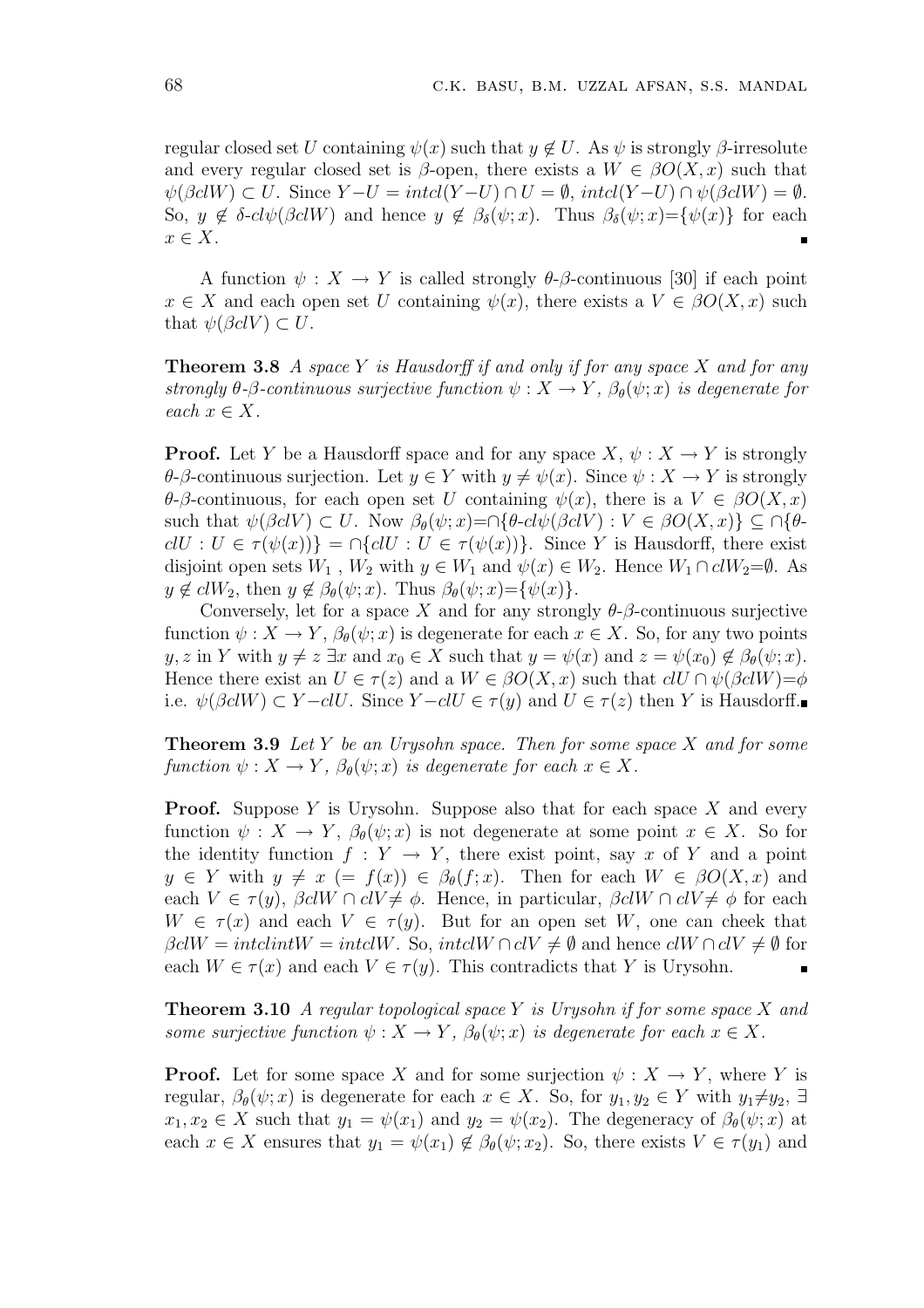regular closed set $U$ containing $\psi(x)$ such that $y \notin U$. As $\psi$ is strongly $\beta$-irresolute and every regular closed set is $\beta$-open, there exists a $W \in \beta O(X, x)$ such that $\psi(\beta clW) \subset U$. Since $Y - U = intcl(Y - U) \cap U = \emptyset$, $intcl(Y - U) \cap \psi(\beta clW) = \emptyset$. So, $y \notin \delta\text{-}cl\psi(\beta clW)$ and hence $y \notin \beta_\delta(\psi; x)$. Thus $\beta_\delta(\psi; x) = \{\psi(x)\}$ for each $x \in X$. ∎

A function $\psi : X \to Y$ is called strongly $\theta$-$\beta$-continuous [30] if each point $x \in X$ and each open set $U$ containing $\psi(x)$, there exists a $V \in \beta O(X, x)$ such that $\psi(\beta clV) \subset U$.

**Theorem 3.8** *A space $Y$ is Hausdorff if and only if for any space $X$ and for any strongly $\theta$-$\beta$-continuous surjective function $\psi : X \to Y$, $\beta_\theta(\psi; x)$ is degenerate for each $x \in X$.*

**Proof.** Let $Y$ be a Hausdorff space and for any space $X$, $\psi : X \to Y$ is strongly $\theta$-$\beta$-continuous surjection. Let $y \in Y$ with $y \neq \psi(x)$. Since $\psi : X \to Y$ is strongly $\theta$-$\beta$-continuous, for each open set $U$ containing $\psi(x)$, there is a $V \in \beta O(X, x)$ such that $\psi(\beta clV) \subset U$. Now $\beta_\theta(\psi; x) = \cap\{\theta\text{-}cl\psi(\beta clV) : V \in \beta O(X, x)\} \subseteq \cap\{\theta\text{-}clU : U \in \tau(\psi(x))\} = \cap\{clU : U \in \tau(\psi(x))\}$. Since $Y$ is Hausdorff, there exist disjoint open sets $W_1$, $W_2$ with $y \in W_1$ and $\psi(x) \in W_2$. Hence $W_1 \cap clW_2 = \emptyset$. As $y \notin clW_2$, then $y \notin \beta_\theta(\psi; x)$. Thus $\beta_\theta(\psi; x) = \{\psi(x)\}$.

Conversely, let for a space $X$ and for any strongly $\theta$-$\beta$-continuous surjective function $\psi : X \to Y$, $\beta_\theta(\psi; x)$ is degenerate for each $x \in X$. So, for any two points $y, z$ in $Y$ with $y \neq z$ $\exists x$ and $x_0 \in X$ such that $y = \psi(x)$ and $z = \psi(x_0) \notin \beta_\theta(\psi; x)$. Hence there exist an $U \in \tau(z)$ and a $W \in \beta O(X, x)$ such that $clU \cap \psi(\beta clW) = \phi$ i.e. $\psi(\beta clW) \subset Y - clU$. Since $Y - clU \in \tau(y)$ and $U \in \tau(z)$ then $Y$ is Hausdorff. ∎

**Theorem 3.9** *Let $Y$ be an Urysohn space. Then for some space $X$ and for some function $\psi : X \to Y$, $\beta_\theta(\psi; x)$ is degenerate for each $x \in X$.*

**Proof.** Suppose $Y$ is Urysohn. Suppose also that for each space $X$ and every function $\psi : X \to Y$, $\beta_\theta(\psi; x)$ is not degenerate at some point $x \in X$. So for the identity function $f : Y \to Y$, there exist point, say $x$ of $Y$ and a point $y \in Y$ with $y \neq x \ (= f(x)) \in \beta_\theta(f; x)$. Then for each $W \in \beta O(X, x)$ and each $V \in \tau(y)$, $\beta clW \cap clV \neq \phi$. Hence, in particular, $\beta clW \cap clV \neq \phi$ for each $W \in \tau(x)$ and each $V \in \tau(y)$. But for an open set $W$, one can cheek that $\beta clW = intclintW = intclW$. So, $intclW \cap clV \neq \emptyset$ and hence $clW \cap clV \neq \emptyset$ for each $W \in \tau(x)$ and each $V \in \tau(y)$. This contradicts that $Y$ is Urysohn. ∎

**Theorem 3.10** *A regular topological space $Y$ is Urysohn if for some space $X$ and some surjective function $\psi : X \to Y$, $\beta_\theta(\psi; x)$ is degenerate for each $x \in X$.*

**Proof.** Let for some space $X$ and for some surjection $\psi : X \to Y$, where $Y$ is regular, $\beta_\theta(\psi; x)$ is degenerate for each $x \in X$. So, for $y_1, y_2 \in Y$ with $y_1 \neq y_2$, $\exists$ $x_1, x_2 \in X$ such that $y_1 = \psi(x_1)$ and $y_2 = \psi(x_2)$. The degeneracy of $\beta_\theta(\psi; x)$ at each $x \in X$ ensures that $y_1 = \psi(x_1) \notin \beta_\theta(\psi; x_2)$. So, there exists $V \in \tau(y_1)$ and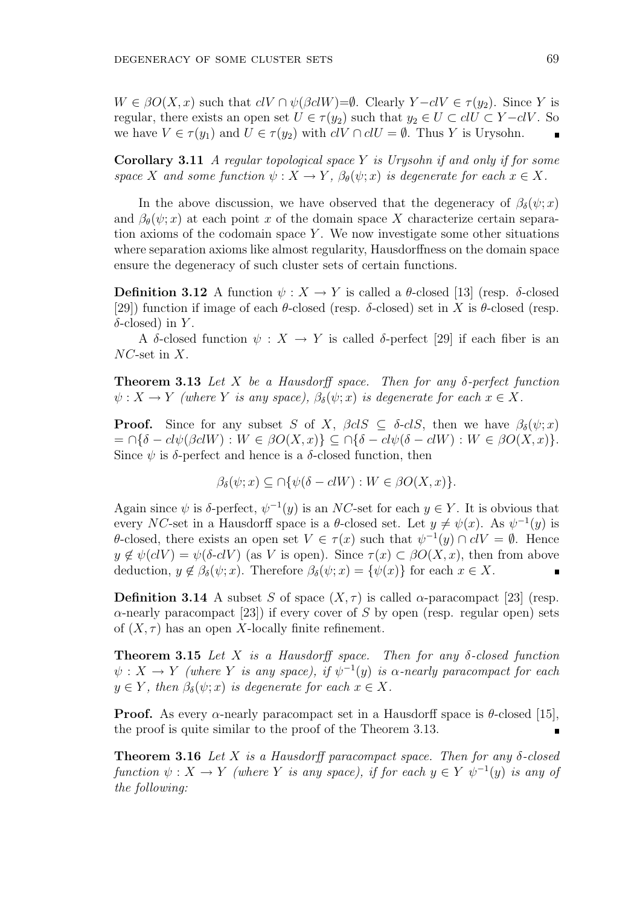$W \in \beta O(X,x)$ such that $clV \cap \psi(\beta clW)=\emptyset$. Clearly $Y-clV \in \tau(y_2)$. Since $Y$ is regular, there exists an open set $U \in \tau(y_2)$ such that $y_2 \in U \subset clU \subset Y-clV$. So we have $V \in \tau(y_1)$ and $U \in \tau(y_2)$ with $clV \cap clU = \emptyset$. Thus $Y$ is Urysohn. ∎

**Corollary 3.11** *A regular topological space $Y$ is Urysohn if and only if for some space $X$ and some function $\psi : X \to Y$, $\beta_\theta(\psi; x)$ is degenerate for each $x \in X$.*

In the above discussion, we have observed that the degeneracy of $\beta_\delta(\psi; x)$ and $\beta_\theta(\psi; x)$ at each point $x$ of the domain space $X$ characterize certain separation axioms of the codomain space $Y$. We now investigate some other situations where separation axioms like almost regularity, Hausdorffness on the domain space ensure the degeneracy of such cluster sets of certain functions.

**Definition 3.12** A function $\psi : X \to Y$ is called a $\theta$-closed [13] (resp. $\delta$-closed [29]) function if image of each $\theta$-closed (resp. $\delta$-closed) set in $X$ is $\theta$-closed (resp. $\delta$-closed) in $Y$.

A $\delta$-closed function $\psi : X \to Y$ is called $\delta$-perfect [29] if each fiber is an $NC$-set in $X$.

**Theorem 3.13** *Let $X$ be a Hausdorff space. Then for any $\delta$-perfect function $\psi : X \to Y$ (where $Y$ is any space), $\beta_\delta(\psi; x)$ is degenerate for each $x \in X$.*

**Proof.** Since for any subset $S$ of $X$, $\beta clS \subseteq \delta\text{-}clS$, then we have $\beta_\delta(\psi; x) = \cap\{\delta - cl\psi(\beta clW) : W \in \beta O(X,x)\} \subseteq \cap\{\delta - cl\psi(\delta - clW) : W \in \beta O(X,x)\}$. Since $\psi$ is $\delta$-perfect and hence is a $\delta$-closed function, then

$$\beta_\delta(\psi; x) \subseteq \cap\{\psi(\delta - clW) : W \in \beta O(X,x)\}.$$

Again since $\psi$ is $\delta$-perfect, $\psi^{-1}(y)$ is an $NC$-set for each $y \in Y$. It is obvious that every $NC$-set in a Hausdorff space is a $\theta$-closed set. Let $y \neq \psi(x)$. As $\psi^{-1}(y)$ is $\theta$-closed, there exists an open set $V \in \tau(x)$ such that $\psi^{-1}(y) \cap clV = \emptyset$. Hence $y \notin \psi(clV) = \psi(\delta\text{-}clV)$ (as $V$ is open). Since $\tau(x) \subset \beta O(X,x)$, then from above deduction, $y \notin \beta_\delta(\psi; x)$. Therefore $\beta_\delta(\psi; x) = \{\psi(x)\}$ for each $x \in X$. ∎

**Definition 3.14** A subset $S$ of space $(X, \tau)$ is called $\alpha$-paracompact [23] (resp. $\alpha$-nearly paracompact [23]) if every cover of $S$ by open (resp. regular open) sets of $(X, \tau)$ has an open $X$-locally finite refinement.

**Theorem 3.15** *Let $X$ be a Hausdorff space. Then for any $\delta$-closed function $\psi : X \to Y$ (where $Y$ is any space), if $\psi^{-1}(y)$ is $\alpha$-nearly paracompact for each $y \in Y$, then $\beta_\delta(\psi; x)$ is degenerate for each $x \in X$.*

**Proof.** As every $\alpha$-nearly paracompact set in a Hausdorff space is $\theta$-closed [15], the proof is quite similar to the proof of the Theorem 3.13. ∎

**Theorem 3.16** *Let $X$ is a Hausdorff paracompact space. Then for any $\delta$-closed function $\psi : X \to Y$ (where $Y$ is any space), if for each $y \in Y$ $\psi^{-1}(y)$ is any of the following:*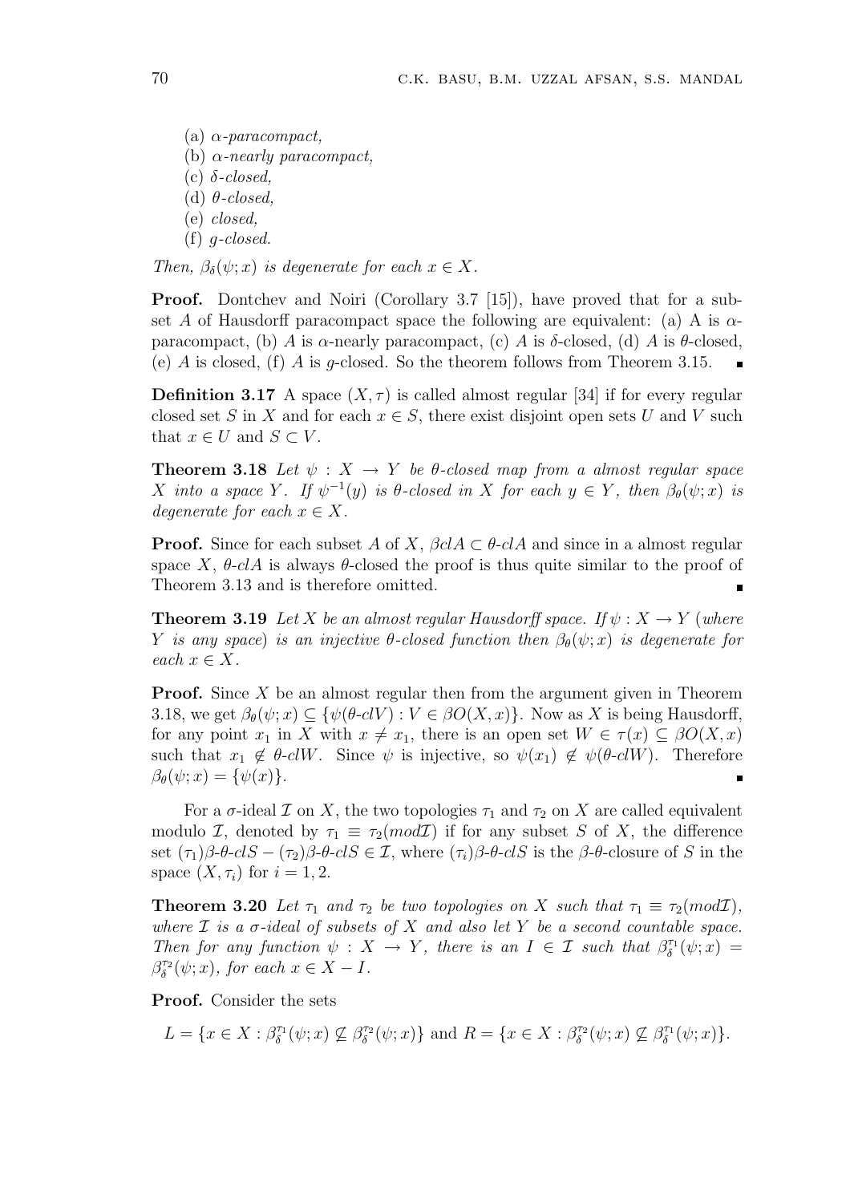(a) *$\alpha$-paracompact,*
(b) *$\alpha$-nearly paracompact,*
(c) *$\delta$-closed,*
(d) *$\theta$-closed,*
(e) *closed,*
(f) *g-closed.*

*Then, $\beta_\delta(\psi; x)$ is degenerate for each $x \in X$.*

**Proof.** Dontchev and Noiri (Corollary 3.7 [15]), have proved that for a subset $A$ of Hausdorff paracompact space the following are equivalent: (a) A is $\alpha$-paracompact, (b) $A$ is $\alpha$-nearly paracompact, (c) $A$ is $\delta$-closed, (d) $A$ is $\theta$-closed, (e) $A$ is closed, (f) $A$ is $g$-closed. So the theorem follows from Theorem 3.15. ∎

**Definition 3.17** A space $(X, \tau)$ is called almost regular [34] if for every regular closed set $S$ in $X$ and for each $x \in S$, there exist disjoint open sets $U$ and $V$ such that $x \in U$ and $S \subset V$.

**Theorem 3.18** *Let $\psi : X \to Y$ be $\theta$-closed map from a almost regular space $X$ into a space $Y$. If $\psi^{-1}(y)$ is $\theta$-closed in $X$ for each $y \in Y$, then $\beta_\theta(\psi; x)$ is degenerate for each $x \in X$.*

**Proof.** Since for each subset $A$ of $X$, $\beta clA \subset \theta\text{-}clA$ and since in a almost regular space $X$, $\theta\text{-}clA$ is always $\theta$-closed the proof is thus quite similar to the proof of Theorem 3.13 and is therefore omitted. ∎

**Theorem 3.19** *Let $X$ be an almost regular Hausdorff space. If $\psi : X \to Y$ (where $Y$ is any space) is an injective $\theta$-closed function then $\beta_\theta(\psi; x)$ is degenerate for each $x \in X$.*

**Proof.** Since $X$ be an almost regular then from the argument given in Theorem 3.18, we get $\beta_\theta(\psi; x) \subseteq \{\psi(\theta\text{-}clV) : V \in \beta O(X, x)\}$. Now as $X$ is being Hausdorff, for any point $x_1$ in $X$ with $x \neq x_1$, there is an open set $W \in \tau(x) \subseteq \beta O(X, x)$ such that $x_1 \notin \theta\text{-}clW$. Since $\psi$ is injective, so $\psi(x_1) \notin \psi(\theta\text{-}clW)$. Therefore $\beta_\theta(\psi; x) = \{\psi(x)\}$. ∎

For a $\sigma$-ideal $\mathcal{I}$ on $X$, the two topologies $\tau_1$ and $\tau_2$ on $X$ are called equivalent modulo $\mathcal{I}$, denoted by $\tau_1 \equiv \tau_2(mod\mathcal{I})$ if for any subset $S$ of $X$, the difference set $(\tau_1)\beta\text{-}\theta\text{-}clS - (\tau_2)\beta\text{-}\theta\text{-}clS \in \mathcal{I}$, where $(\tau_i)\beta\text{-}\theta\text{-}clS$ is the $\beta$-$\theta$-closure of $S$ in the space $(X, \tau_i)$ for $i = 1, 2$.

**Theorem 3.20** *Let $\tau_1$ and $\tau_2$ be two topologies on $X$ such that $\tau_1 \equiv \tau_2(mod\mathcal{I})$, where $\mathcal{I}$ is a $\sigma$-ideal of subsets of $X$ and also let $Y$ be a second countable space. Then for any function $\psi : X \to Y$, there is an $I \in \mathcal{I}$ such that $\beta_\delta^{\tau_1}(\psi; x) = \beta_\delta^{\tau_2}(\psi; x)$, for each $x \in X - I$.*

**Proof.** Consider the sets

$$L = \{x \in X : \beta_\delta^{\tau_1}(\psi; x) \not\subseteq \beta_\delta^{\tau_2}(\psi; x)\} \text{ and } R = \{x \in X : \beta_\delta^{\tau_2}(\psi; x) \not\subseteq \beta_\delta^{\tau_1}(\psi; x)\}.$$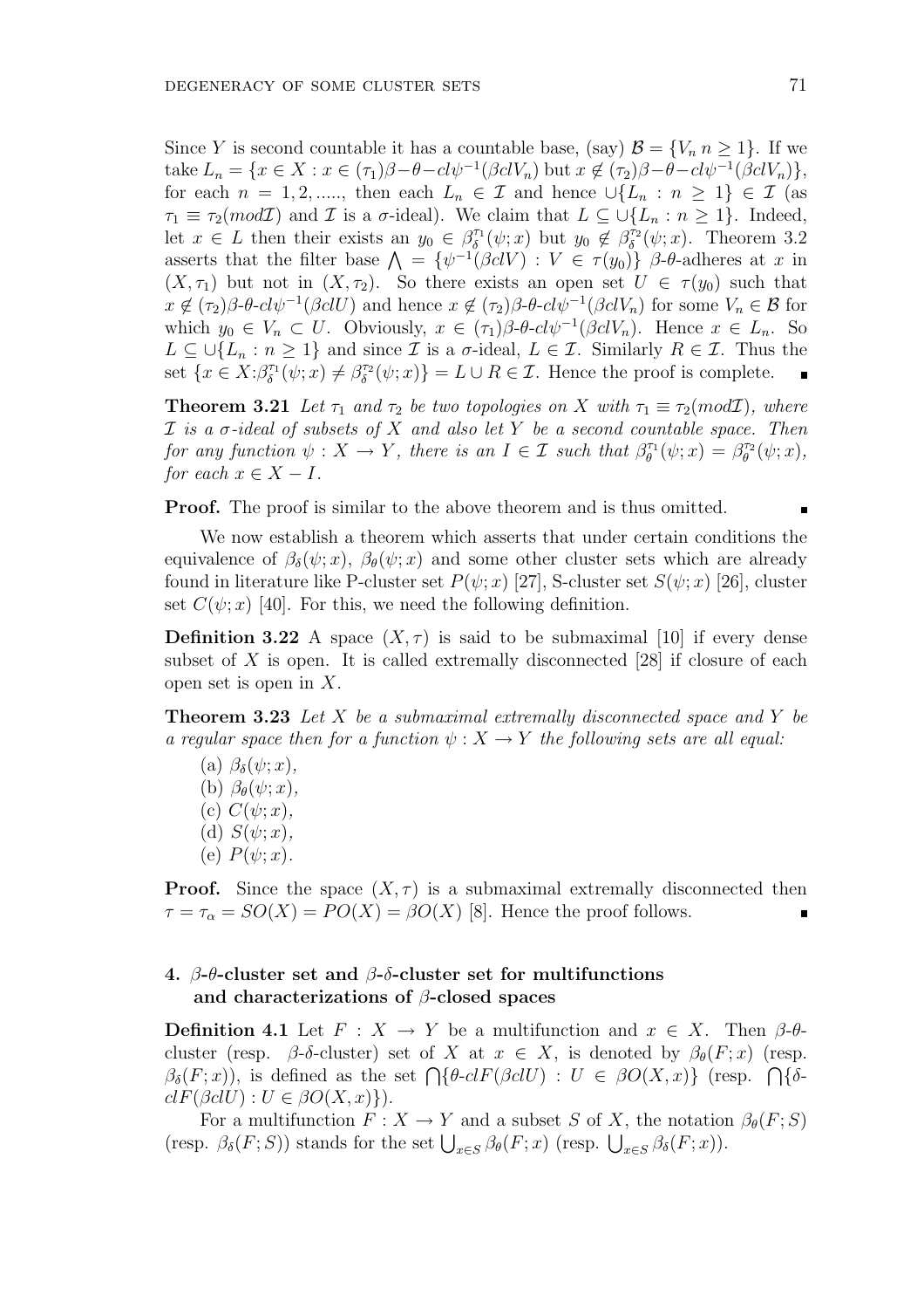Since $Y$ is second countable it has a countable base, (say) $\mathcal{B} = \{V_n\ n \geq 1\}$. If we take $L_n = \{x \in X : x \in (\tau_1)\beta{-}\theta{-}cl\psi^{-1}(\beta clV_n)$ but $x \notin (\tau_2)\beta{-}\theta{-}cl\psi^{-1}(\beta clV_n)\}$, for each $n = 1, 2, .....$, then each $L_n \in \mathcal{I}$ and hence $\cup\{L_n : n \geq 1\} \in \mathcal{I}$ (as $\tau_1 \equiv \tau_2(mod\mathcal{I})$ and $\mathcal{I}$ is a $\sigma$-ideal). We claim that $L \subseteq \cup\{L_n : n \geq 1\}$. Indeed, let $x \in L$ then their exists an $y_0 \in \beta_\delta^{\tau_1}(\psi; x)$ but $y_0 \notin \beta_\delta^{\tau_2}(\psi; x)$. Theorem 3.2 asserts that the filter base $\bigwedge = \{\psi^{-1}(\beta clV) : V \in \tau(y_0)\}$ $\beta$-$\theta$-adheres at $x$ in $(X, \tau_1)$ but not in $(X, \tau_2)$. So there exists an open set $U \in \tau(y_0)$ such that $x \notin (\tau_2)\beta$-$\theta$-$cl\psi^{-1}(\beta clU)$ and hence $x \notin (\tau_2)\beta$-$\theta$-$cl\psi^{-1}(\beta clV_n)$ for some $V_n \in \mathcal{B}$ for which $y_0 \in V_n \subset U$. Obviously, $x \in (\tau_1)\beta$-$\theta$-$cl\psi^{-1}(\beta clV_n)$. Hence $x \in L_n$. So $L \subseteq \cup\{L_n : n \geq 1\}$ and since $\mathcal{I}$ is a $\sigma$-ideal, $L \in \mathcal{I}$. Similarly $R \in \mathcal{I}$. Thus the set $\{x \in X : \beta_\delta^{\tau_1}(\psi; x) \neq \beta_\delta^{\tau_2}(\psi; x)\} = L \cup R \in \mathcal{I}$. Hence the proof is complete. ∎

**Theorem 3.21** *Let $\tau_1$ and $\tau_2$ be two topologies on $X$ with $\tau_1 \equiv \tau_2(mod\mathcal{I})$, where $\mathcal{I}$ is a $\sigma$-ideal of subsets of $X$ and also let $Y$ be a second countable space. Then for any function $\psi : X \to Y$, there is an $I \in \mathcal{I}$ such that $\beta_\theta^{\tau_1}(\psi; x) = \beta_\theta^{\tau_2}(\psi; x)$, for each $x \in X - I$.*

**Proof.** The proof is similar to the above theorem and is thus omitted. ∎

We now establish a theorem which asserts that under certain conditions the equivalence of $\beta_\delta(\psi; x)$, $\beta_\theta(\psi; x)$ and some other cluster sets which are already found in literature like P-cluster set $P(\psi; x)$ [27], S-cluster set $S(\psi; x)$ [26], cluster set $C(\psi; x)$ [40]. For this, we need the following definition.

**Definition 3.22** A space $(X, \tau)$ is said to be submaximal [10] if every dense subset of $X$ is open. It is called extremally disconnected [28] if closure of each open set is open in $X$.

**Theorem 3.23** *Let $X$ be a submaximal extremally disconnected space and $Y$ be a regular space then for a function $\psi : X \to Y$ the following sets are all equal:*

(a) $\beta_\delta(\psi; x)$,

(b) $\beta_\theta(\psi; x)$,

(c) $C(\psi; x)$,

(d) $S(\psi; x)$,

(e) $P(\psi; x)$.

**Proof.** Since the space $(X, \tau)$ is a submaximal extremally disconnected then $\tau = \tau_\alpha = SO(X) = PO(X) = \beta O(X)$ [8]. Hence the proof follows. ∎

## 4. $\beta$-$\theta$-cluster set and $\beta$-$\delta$-cluster set for multifunctions and characterizations of $\beta$-closed spaces

**Definition 4.1** Let $F : X \to Y$ be a multifunction and $x \in X$. Then $\beta$-$\theta$-cluster (resp. $\beta$-$\delta$-cluster) set of $X$ at $x \in X$, is denoted by $\beta_\theta(F; x)$ (resp. $\beta_\delta(F; x)$), is defined as the set $\bigcap\{\theta\text{-}clF(\beta clU) : U \in \beta O(X, x)\}$ (resp. $\bigcap\{\delta\text{-}clF(\beta clU) : U \in \beta O(X, x)\}$).

For a multifunction $F : X \to Y$ and a subset $S$ of $X$, the notation $\beta_\theta(F; S)$ (resp. $\beta_\delta(F; S)$) stands for the set $\bigcup_{x\in S} \beta_\theta(F; x)$ (resp. $\bigcup_{x\in S} \beta_\delta(F; x)$).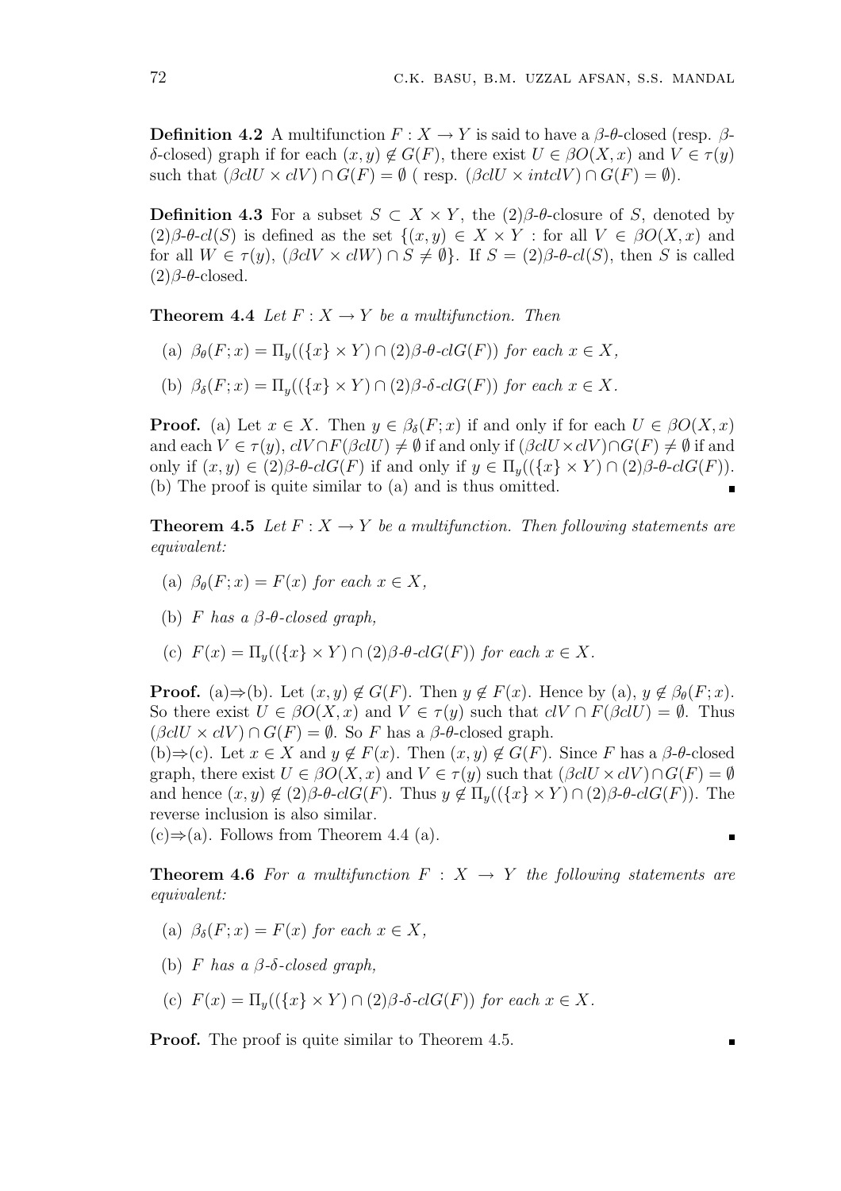**Definition 4.2** A multifunction $F : X \to Y$ is said to have a $\beta$-$\theta$-closed (resp. $\beta$-$\delta$-closed) graph if for each $(x, y) \notin G(F)$, there exist $U \in \beta O(X, x)$ and $V \in \tau(y)$ such that $(\beta clU \times clV) \cap G(F) = \emptyset$ ( resp. $(\beta clU \times intclV) \cap G(F) = \emptyset$).

**Definition 4.3** For a subset $S \subset X \times Y$, the $(2)\beta$-$\theta$-closure of $S$, denoted by $(2)\beta$-$\theta$-$cl(S)$ is defined as the set $\{(x, y) \in X \times Y$ : for all $V \in \beta O(X, x)$ and for all $W \in \tau(y)$, $(\beta clV \times clW) \cap S \neq \emptyset\}$. If $S = (2)\beta$-$\theta$-$cl(S)$, then $S$ is called $(2)\beta$-$\theta$-closed.

**Theorem 4.4** *Let $F : X \to Y$ be a multifunction. Then*

(a) $\beta_\theta(F; x) = \Pi_y((\{x\} \times Y) \cap (2)\beta\text{-}\theta\text{-}clG(F))$ *for each $x \in X$,*

(b) $\beta_\delta(F; x) = \Pi_y((\{x\} \times Y) \cap (2)\beta\text{-}\delta\text{-}clG(F))$ *for each $x \in X$.*

**Proof.** (a) Let $x \in X$. Then $y \in \beta_\delta(F; x)$ if and only if for each $U \in \beta O(X, x)$ and each $V \in \tau(y)$, $clV \cap F(\beta clU) \neq \emptyset$ if and only if $(\beta clU \times clV) \cap G(F) \neq \emptyset$ if and only if $(x, y) \in (2)\beta$-$\theta$-$clG(F)$ if and only if $y \in \Pi_y((\{x\} \times Y) \cap (2)\beta\text{-}\theta\text{-}clG(F))$.
(b) The proof is quite similar to (a) and is thus omitted. ∎

**Theorem 4.5** *Let $F : X \to Y$ be a multifunction. Then following statements are equivalent:*

(a) $\beta_\theta(F; x) = F(x)$ *for each $x \in X$,*

(b) *$F$ has a $\beta$-$\theta$-closed graph,*

(c) $F(x) = \Pi_y((\{x\} \times Y) \cap (2)\beta\text{-}\theta\text{-}clG(F))$ *for each $x \in X$.*

**Proof.** (a)⇒(b). Let $(x, y) \notin G(F)$. Then $y \notin F(x)$. Hence by (a), $y \notin \beta_\theta(F; x)$. So there exist $U \in \beta O(X, x)$ and $V \in \tau(y)$ such that $clV \cap F(\beta clU) = \emptyset$. Thus $(\beta clU \times clV) \cap G(F) = \emptyset$. So $F$ has a $\beta$-$\theta$-closed graph.
(b)⇒(c). Let $x \in X$ and $y \notin F(x)$. Then $(x, y) \notin G(F)$. Since $F$ has a $\beta$-$\theta$-closed graph, there exist $U \in \beta O(X, x)$ and $V \in \tau(y)$ such that $(\beta clU \times clV) \cap G(F) = \emptyset$ and hence $(x, y) \notin (2)\beta$-$\theta$-$clG(F)$. Thus $y \notin \Pi_y((\{x\} \times Y) \cap (2)\beta\text{-}\theta\text{-}clG(F))$. The reverse inclusion is also similar.
(c)⇒(a). Follows from Theorem 4.4 (a). ∎

**Theorem 4.6** *For a multifunction $F : X \to Y$ the following statements are equivalent:*

(a) $\beta_\delta(F; x) = F(x)$ *for each $x \in X$,*

(b) *$F$ has a $\beta$-$\delta$-closed graph,*

(c) $F(x) = \Pi_y((\{x\} \times Y) \cap (2)\beta\text{-}\delta\text{-}clG(F))$ *for each $x \in X$.*

**Proof.** The proof is quite similar to Theorem 4.5. ∎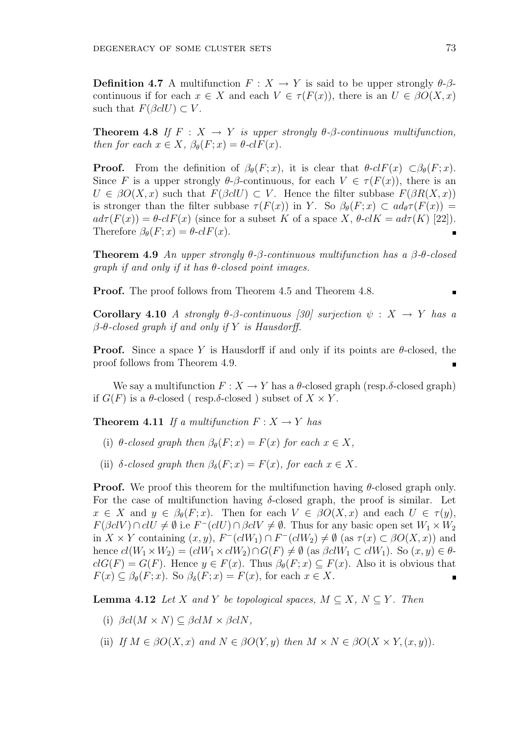**Definition 4.7** A multifunction $F : X \to Y$ is said to be upper strongly $\theta$-$\beta$-continuous if for each $x \in X$ and each $V \in \tau(F(x))$, there is an $U \in \beta O(X, x)$ such that $F(\beta clU) \subset V$.

**Theorem 4.8** *If $F : X \to Y$ is upper strongly $\theta$-$\beta$-continuous multifunction, then for each $x \in X$, $\beta_\theta(F; x) = \theta\text{-}clF(x)$.*

**Proof.** From the definition of $\beta_\theta(F; x)$, it is clear that $\theta\text{-}clF(x) \subset \beta_\theta(F; x)$. Since $F$ is a upper strongly $\theta$-$\beta$-continuous, for each $V \in \tau(F(x))$, there is an $U \in \beta O(X, x)$ such that $F(\beta clU) \subset V$. Hence the filter subbase $F(\beta R(X, x))$ is stronger than the filter subbase $\tau(F(x))$ in $Y$. So $\beta_\theta(F; x) \subset ad_\theta\tau(F(x)) = ad\tau(F(x)) = \theta\text{-}clF(x)$ (since for a subset $K$ of a space $X$, $\theta\text{-}clK = ad\tau(K)$ [22]). Therefore $\beta_\theta(F; x) = \theta\text{-}clF(x)$. ∎

**Theorem 4.9** *An upper strongly $\theta$-$\beta$-continuous multifunction has a $\beta$-$\theta$-closed graph if and only if it has $\theta$-closed point images.*

**Proof.** The proof follows from Theorem 4.5 and Theorem 4.8. ∎

**Corollary 4.10** *A strongly $\theta$-$\beta$-continuous [30] surjection $\psi : X \to Y$ has a $\beta$-$\theta$-closed graph if and only if $Y$ is Hausdorff.*

**Proof.** Since a space $Y$ is Hausdorff if and only if its points are $\theta$-closed, the proof follows from Theorem 4.9. ∎

We say a multifunction $F : X \to Y$ has a $\theta$-closed graph (resp.$\delta$-closed graph) if $G(F)$ is a $\theta$-closed ( resp.$\delta$-closed ) subset of $X \times Y$.

**Theorem 4.11** *If a multifunction $F : X \to Y$ has*

(i) *$\theta$-closed graph then $\beta_\theta(F; x) = F(x)$ for each $x \in X$,*

(ii) *$\delta$-closed graph then $\beta_\delta(F; x) = F(x)$, for each $x \in X$.*

**Proof.** We proof this theorem for the multifunction having $\theta$-closed graph only. For the case of multifunction having $\delta$-closed graph, the proof is similar. Let $x \in X$ and $y \in \beta_\theta(F; x)$. Then for each $V \in \beta O(X, x)$ and each $U \in \tau(y)$, $F(\beta clV) \cap clU \neq \emptyset$ i.e $F^-(clU) \cap \beta clV \neq \emptyset$. Thus for any basic open set $W_1 \times W_2$ in $X \times Y$ containing $(x, y)$, $F^-(clW_1) \cap F^-(clW_2) \neq \emptyset$ (as $\tau(x) \subset \beta O(X, x)$) and hence $cl(W_1 \times W_2) = (clW_1 \times clW_2) \cap G(F) \neq \emptyset$ (as $\beta clW_1 \subset clW_1$). So $(x, y) \in \theta\text{-}clG(F) = G(F)$. Hence $y \in F(x)$. Thus $\beta_\theta(F; x) \subseteq F(x)$. Also it is obvious that $F(x) \subseteq \beta_\theta(F; x)$. So $\beta_\delta(F; x) = F(x)$, for each $x \in X$. ∎

**Lemma 4.12** *Let $X$ and $Y$ be topological spaces, $M \subseteq X$, $N \subseteq Y$. Then*

(i) *$\beta cl(M \times N) \subseteq \beta clM \times \beta clN$,*

(ii) *If $M \in \beta O(X, x)$ and $N \in \beta O(Y, y)$ then $M \times N \in \beta O(X \times Y, (x, y))$.*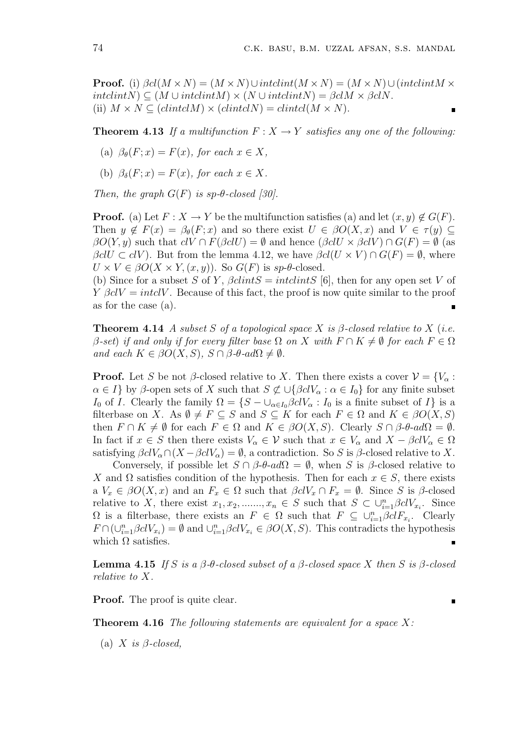**Proof.** (i) $\beta cl(M \times N) = (M \times N) \cup intclint(M \times N) = (M \times N) \cup (intclintM \times intclintN) \subseteq (M \cup intclintM) \times (N \cup intclintN) = \beta clM \times \beta clN$.
(ii) $M \times N \subseteq (clintclM) \times (clintclN) = clintcl(M \times N)$. ∎

**Theorem 4.13** *If a multifunction $F : X \to Y$ satisfies any one of the following:*

- (a) *$\beta_\theta(F; x) = F(x)$, for each $x \in X$,*
- (b) *$\beta_\delta(F; x) = F(x)$, for each $x \in X$.*

*Then, the graph $G(F)$ is sp-$\theta$-closed [30].*

**Proof.** (a) Let $F : X \to Y$ be the multifunction satisfies (a) and let $(x, y) \notin G(F)$. Then $y \notin F(x) = \beta_\theta(F; x)$ and so there exist $U \in \beta O(X, x)$ and $V \in \tau(y) \subseteq \beta O(Y, y)$ such that $clV \cap F(\beta clU) = \emptyset$ and hence $(\beta clU \times \beta clV) \cap G(F) = \emptyset$ (as $\beta clU \subset clV$). But from the lemma 4.12, we have $\beta cl(U \times V) \cap G(F) = \emptyset$, where $U \times V \in \beta O(X \times Y, (x, y))$. So $G(F)$ is $sp$-$\theta$-closed.
(b) Since for a subset $S$ of $Y$, $\beta clintS = intclintS$ [6], then for any open set $V$ of $Y$ $\beta clV = intclV$. Because of this fact, the proof is now quite similar to the proof as for the case (a). ∎

**Theorem 4.14** *A subset $S$ of a topological space $X$ is $\beta$-closed relative to $X$ (i.e. $\beta$-set) if and only if for every filter base $\Omega$ on $X$ with $F \cap K \neq \emptyset$ for each $F \in \Omega$ and each $K \in \beta O(X, S)$, $S \cap \beta$-$\theta$-$ad\Omega \neq \emptyset$.*

**Proof.** Let $S$ be not $\beta$-closed relative to $X$. Then there exists a cover $\mathcal{V} = \{V_\alpha : \alpha \in I\}$ by $\beta$-open sets of $X$ such that $S \not\subset \cup\{\beta clV_\alpha : \alpha \in I_0\}$ for any finite subset $I_0$ of $I$. Clearly the family $\Omega = \{S - \cup_{\alpha \in I_0} \beta clV_\alpha : I_0$ is a finite subset of $I\}$ is a filterbase on $X$. As $\emptyset \neq F \subseteq S$ and $S \subseteq K$ for each $F \in \Omega$ and $K \in \beta O(X, S)$ then $F \cap K \neq \emptyset$ for each $F \in \Omega$ and $K \in \beta O(X, S)$. Clearly $S \cap \beta$-$\theta$-$ad\Omega = \emptyset$. In fact if $x \in S$ then there exists $V_\alpha \in \mathcal{V}$ such that $x \in V_\alpha$ and $X - \beta clV_\alpha \in \Omega$ satisfying $\beta clV_\alpha \cap (X - \beta clV_\alpha) = \emptyset$, a contradiction. So $S$ is $\beta$-closed relative to $X$.

Conversely, if possible let $S \cap \beta$-$\theta$-$ad\Omega = \emptyset$, when $S$ is $\beta$-closed relative to $X$ and $\Omega$ satisfies condition of the hypothesis. Then for each $x \in S$, there exists a $V_x \in \beta O(X, x)$ and an $F_x \in \Omega$ such that $\beta clV_x \cap F_x = \emptyset$. Since $S$ is $\beta$-closed relative to $X$, there exist $x_1, x_2, ......., x_n \in S$ such that $S \subset \cup_{i=1}^n \beta clV_{x_i}$. Since $\Omega$ is a filterbase, there exists an $F \in \Omega$ such that $F \subseteq \cup_{i=1}^n \beta clF_{x_i}$. Clearly $F \cap (\cup_{i=1}^n \beta clV_{x_i}) = \emptyset$ and $\cup_{i=1}^n \beta clV_{x_i} \in \beta O(X, S)$. This contradicts the hypothesis which $\Omega$ satisfies. ∎

**Lemma 4.15** *If $S$ is a $\beta$-$\theta$-closed subset of a $\beta$-closed space $X$ then $S$ is $\beta$-closed relative to $X$.*

**Proof.** The proof is quite clear. ∎

**Theorem 4.16** *The following statements are equivalent for a space $X$:*

- (a) *$X$ is $\beta$-closed,*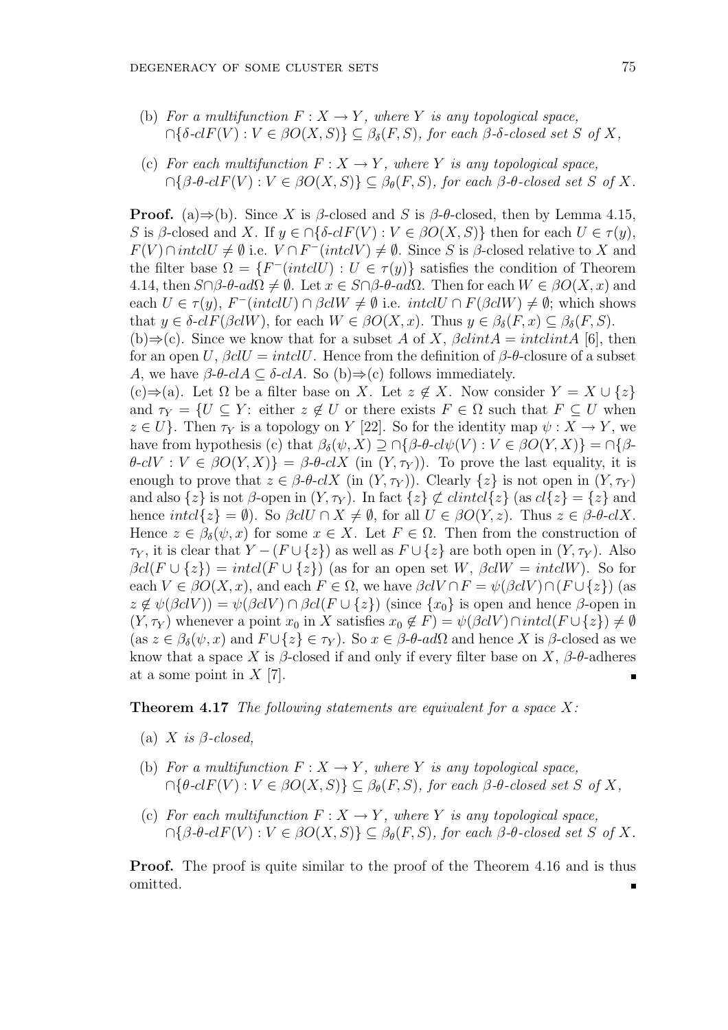(b) *For a multifunction* $F : X \to Y$*, where* $Y$ *is any topological space,* $\cap\{\delta\text{-}clF(V) : V \in \beta O(X, S)\} \subseteq \beta_\delta(F, S)$*, for each* $\beta$-$\delta$*-closed set* $S$ *of* $X$*,*

(c) *For each multifunction* $F : X \to Y$*, where* $Y$ *is any topological space,* $\cap\{\beta\text{-}\theta\text{-}clF(V) : V \in \beta O(X, S)\} \subseteq \beta_\theta(F, S)$*, for each* $\beta$-$\theta$*-closed set* $S$ *of* $X$*.*

**Proof.** (a)$\Rightarrow$(b). Since $X$ is $\beta$-closed and $S$ is $\beta$-$\theta$-closed, then by Lemma 4.15, $S$ is $\beta$-closed and $X$. If $y \in \cap\{\delta\text{-}clF(V) : V \in \beta O(X, S)\}$ then for each $U \in \tau(y)$, $F(V) \cap intclU \neq \emptyset$ i.e. $V \cap F^-(intclV) \neq \emptyset$. Since $S$ is $\beta$-closed relative to $X$ and the filter base $\Omega = \{F^-(intclU) : U \in \tau(y)\}$ satisfies the condition of Theorem 4.14, then $S \cap \beta\text{-}\theta\text{-}ad\Omega \neq \emptyset$. Let $x \in S \cap \beta\text{-}\theta\text{-}ad\Omega$. Then for each $W \in \beta O(X, x)$ and each $U \in \tau(y)$, $F^-(intclU) \cap \beta clW \neq \emptyset$ i.e. $intclU \cap F(\beta clW) \neq \emptyset$; which shows that $y \in \delta\text{-}clF(\beta clW)$, for each $W \in \beta O(X, x)$. Thus $y \in \beta_\delta(F, x) \subseteq \beta_\delta(F, S)$.
(b)$\Rightarrow$(c). Since we know that for a subset $A$ of $X$, $\beta clintA = intclintA$ [6], then for an open $U$, $\beta clU = intclU$. Hence from the definition of $\beta$-$\theta$-closure of a subset $A$, we have $\beta\text{-}\theta\text{-}clA \subseteq \delta\text{-}clA$. So (b)$\Rightarrow$(c) follows immediately.
(c)$\Rightarrow$(a). Let $\Omega$ be a filter base on $X$. Let $z \notin X$. Now consider $Y = X \cup \{z\}$ and $\tau_Y = \{U \subseteq Y$: either $z \notin U$ or there exists $F \in \Omega$ such that $F \subseteq U$ when $z \in U\}$. Then $\tau_Y$ is a topology on $Y$ [22]. So for the identity map $\psi : X \to Y$, we have from hypothesis (c) that $\beta_\delta(\psi, X) \supseteq \cap\{\beta\text{-}\theta\text{-}cl\psi(V) : V \in \beta O(Y, X)\} = \cap\{\beta\text{-}\theta\text{-}clV : V \in \beta O(Y, X)\} = \beta\text{-}\theta\text{-}clX$ (in $(Y, \tau_Y)$). To prove the last equality, it is enough to prove that $z \in \beta\text{-}\theta\text{-}clX$ (in $(Y, \tau_Y)$). Clearly $\{z\}$ is not open in $(Y, \tau_Y)$ and also $\{z\}$ is not $\beta$-open in $(Y, \tau_Y)$. In fact $\{z\} \not\subset clintcl\{z\}$ (as $cl\{z\} = \{z\}$ and hence $intcl\{z\} = \emptyset$). So $\beta clU \cap X \neq \emptyset$, for all $U \in \beta O(Y, z)$. Thus $z \in \beta\text{-}\theta\text{-}clX$. Hence $z \in \beta_\delta(\psi, x)$ for some $x \in X$. Let $F \in \Omega$. Then from the construction of $\tau_Y$, it is clear that $Y - (F \cup \{z\})$ as well as $F \cup \{z\}$ are both open in $(Y, \tau_Y)$. Also $\beta cl(F \cup \{z\}) = intcl(F \cup \{z\})$ (as for an open set $W$, $\beta clW = intclW$). So for each $V \in \beta O(X, x)$, and each $F \in \Omega$, we have $\beta clV \cap F = \psi(\beta clV) \cap (F \cup \{z\})$ (as $z \notin \psi(\beta clV)) = \psi(\beta clV) \cap \beta cl(F \cup \{z\})$ (since $\{x_0\}$ is open and hence $\beta$-open in $(Y, \tau_Y)$ whenever a point $x_0$ in $X$ satisfies $x_0 \notin F) = \psi(\beta clV) \cap intcl(F \cup \{z\}) \neq \emptyset$ (as $z \in \beta_\delta(\psi, x)$ and $F \cup \{z\} \in \tau_Y$). So $x \in \beta\text{-}\theta\text{-}ad\Omega$ and hence $X$ is $\beta$-closed as we know that a space $X$ is $\beta$-closed if and only if every filter base on $X$, $\beta$-$\theta$-adheres at a some point in $X$ [7]. ∎

**Theorem 4.17** *The following statements are equivalent for a space* $X$*:*

(a) $X$ *is* $\beta$*-closed,*

(b) *For a multifunction* $F : X \to Y$*, where* $Y$ *is any topological space,* $\cap\{\theta\text{-}clF(V) : V \in \beta O(X, S)\} \subseteq \beta_\theta(F, S)$*, for each* $\beta$-$\theta$*-closed set* $S$ *of* $X$*,*

(c) *For each multifunction* $F : X \to Y$*, where* $Y$ *is any topological space,* $\cap\{\beta\text{-}\theta\text{-}clF(V) : V \in \beta O(X, S)\} \subseteq \beta_\theta(F, S)$*, for each* $\beta$-$\theta$*-closed set* $S$ *of* $X$*.*

**Proof.** The proof is quite similar to the proof of the Theorem 4.16 and is thus omitted. ∎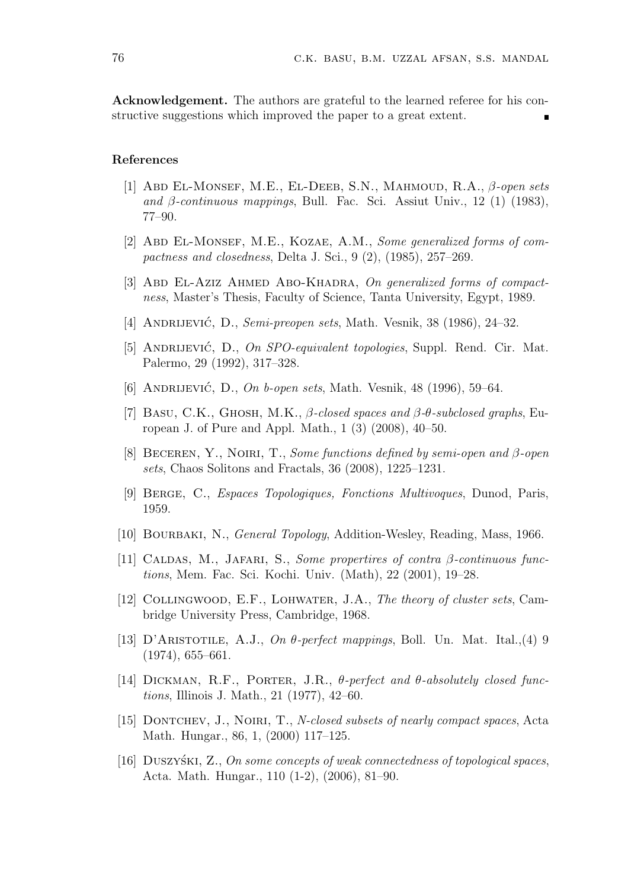**Acknowledgement.** The authors are grateful to the learned referee for his constructive suggestions which improved the paper to a great extent. ∎

## References

[1] Abd El-Monsef, M.E., El-Deeb, S.N., Mahmoud, R.A., *$\beta$-open sets and $\beta$-continuous mappings*, Bull. Fac. Sci. Assiut Univ., 12 (1) (1983), 77–90.

[2] Abd El-Monsef, M.E., Kozae, A.M., *Some generalized forms of compactness and closedness*, Delta J. Sci., 9 (2), (1985), 257–269.

[3] Abd El-Aziz Ahmed Abo-Khadra, *On generalized forms of compactness*, Master's Thesis, Faculty of Science, Tanta University, Egypt, 1989.

[4] Andrijević, D., *Semi-preopen sets*, Math. Vesnik, 38 (1986), 24–32.

[5] Andrijević, D., *On SPO-equivalent topologies*, Suppl. Rend. Cir. Mat. Palermo, 29 (1992), 317–328.

[6] Andrijević, D., *On b-open sets*, Math. Vesnik, 48 (1996), 59–64.

[7] Basu, C.K., Ghosh, M.K., *$\beta$-closed spaces and $\beta$-$\theta$-subclosed graphs*, European J. of Pure and Appl. Math., 1 (3) (2008), 40–50.

[8] Beceren, Y., Noiri, T., *Some functions defined by semi-open and $\beta$-open sets*, Chaos Solitons and Fractals, 36 (2008), 1225–1231.

[9] Berge, C., *Espaces Topologiques, Fonctions Multivoques*, Dunod, Paris, 1959.

[10] Bourbaki, N., *General Topology*, Addition-Wesley, Reading, Mass, 1966.

[11] Caldas, M., Jafari, S., *Some propertires of contra $\beta$-continuous functions*, Mem. Fac. Sci. Kochi. Univ. (Math), 22 (2001), 19–28.

[12] Collingwood, E.F., Lohwater, J.A., *The theory of cluster sets*, Cambridge University Press, Cambridge, 1968.

[13] D'Aristotile, A.J., *On $\theta$-perfect mappings*, Boll. Un. Mat. Ital.,(4) 9 (1974), 655–661.

[14] Dickman, R.F., Porter, J.R., *$\theta$-perfect and $\theta$-absolutely closed functions*, Illinois J. Math., 21 (1977), 42–60.

[15] Dontchev, J., Noiri, T., *N-closed subsets of nearly compact spaces*, Acta Math. Hungar., 86, 1, (2000) 117–125.

[16] Duszyński, Z., *On some concepts of weak connectedness of topological spaces*, Acta. Math. Hungar., 110 (1-2), (2006), 81–90.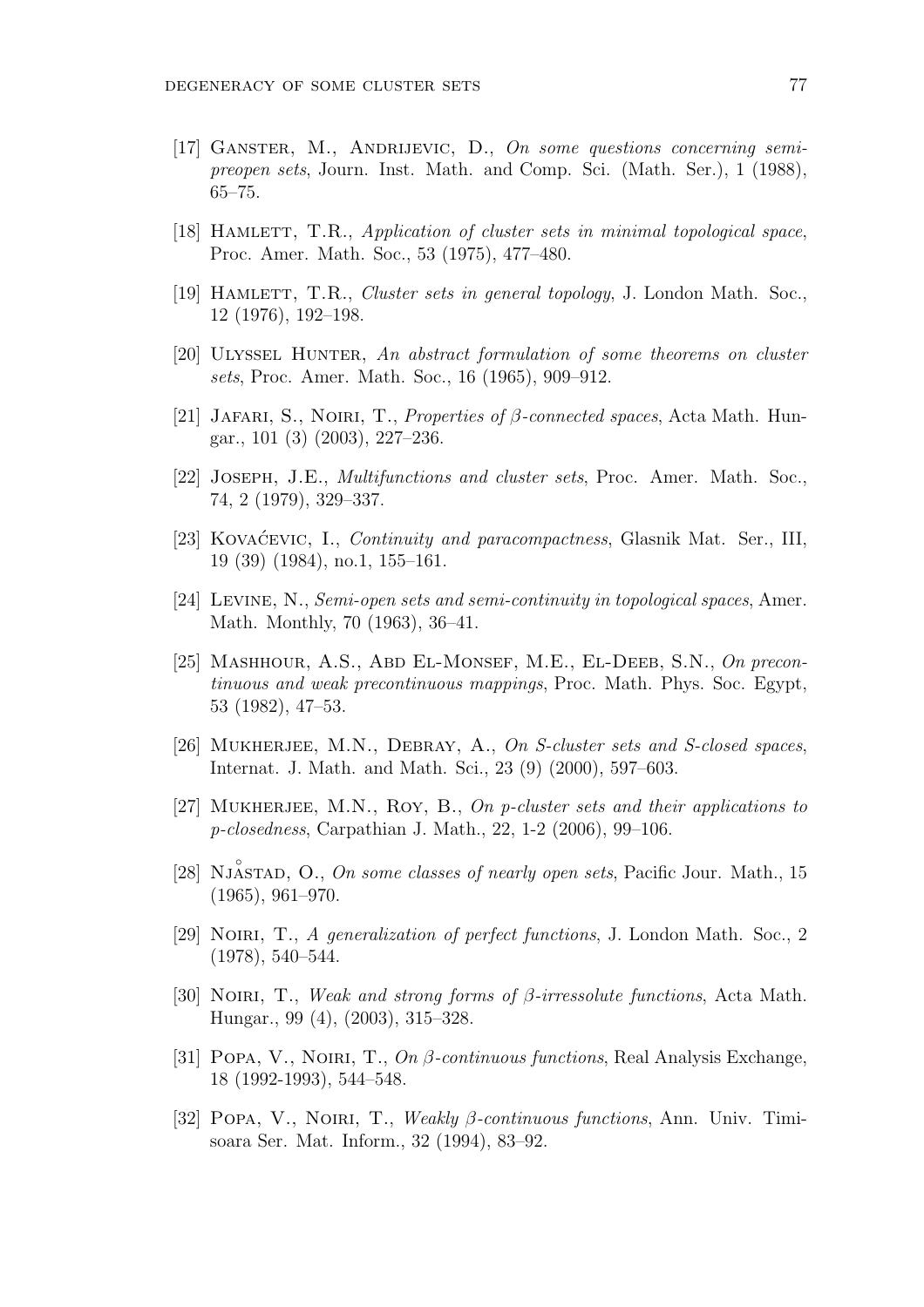[17] Ganster, M., Andrijevic, D., *On some questions concerning semi-preopen sets*, Journ. Inst. Math. and Comp. Sci. (Math. Ser.), 1 (1988), 65–75.

[18] Hamlett, T.R., *Application of cluster sets in minimal topological space*, Proc. Amer. Math. Soc., 53 (1975), 477–480.

[19] Hamlett, T.R., *Cluster sets in general topology*, J. London Math. Soc., 12 (1976), 192–198.

[20] Ulyssel Hunter, *An abstract formulation of some theorems on cluster sets*, Proc. Amer. Math. Soc., 16 (1965), 909–912.

[21] Jafari, S., Noiri, T., *Properties of β-connected spaces*, Acta Math. Hungar., 101 (3) (2003), 227–236.

[22] Joseph, J.E., *Multifunctions and cluster sets*, Proc. Amer. Math. Soc., 74, 2 (1979), 329–337.

[23] Kovaćevic, I., *Continuity and paracompactness*, Glasnik Mat. Ser., III, 19 (39) (1984), no.1, 155–161.

[24] Levine, N., *Semi-open sets and semi-continuity in topological spaces*, Amer. Math. Monthly, 70 (1963), 36–41.

[25] Mashhour, A.S., Abd El-Monsef, M.E., El-Deeb, S.N., *On precontinuous and weak precontinuous mappings*, Proc. Math. Phys. Soc. Egypt, 53 (1982), 47–53.

[26] Mukherjee, M.N., Debray, A., *On S-cluster sets and S-closed spaces*, Internat. J. Math. and Math. Sci., 23 (9) (2000), 597–603.

[27] Mukherjee, M.N., Roy, B., *On p-cluster sets and their applications to p-closedness*, Carpathian J. Math., 22, 1-2 (2006), 99–106.

[28] Njåstad, O., *On some classes of nearly open sets*, Pacific Jour. Math., 15 (1965), 961–970.

[29] Noiri, T., *A generalization of perfect functions*, J. London Math. Soc., 2 (1978), 540–544.

[30] Noiri, T., *Weak and strong forms of β-irressolute functions*, Acta Math. Hungar., 99 (4), (2003), 315–328.

[31] Popa, V., Noiri, T., *On β-continuous functions*, Real Analysis Exchange, 18 (1992-1993), 544–548.

[32] Popa, V., Noiri, T., *Weakly β-continuous functions*, Ann. Univ. Timisoara Ser. Mat. Inform., 32 (1994), 83–92.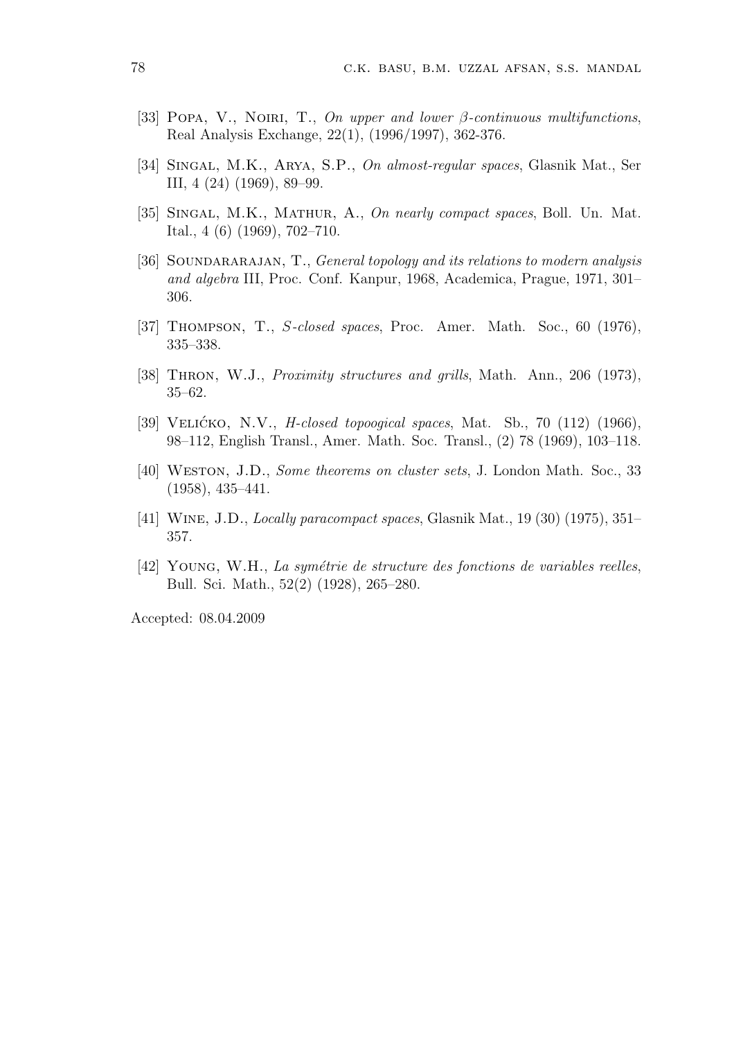[33] Popa, V., Noiri, T., *On upper and lower $\beta$-continuous multifunctions*, Real Analysis Exchange, 22(1), (1996/1997), 362-376.

[34] Singal, M.K., Arya, S.P., *On almost-regular spaces*, Glasnik Mat., Ser III, 4 (24) (1969), 89–99.

[35] Singal, M.K., Mathur, A., *On nearly compact spaces*, Boll. Un. Mat. Ital., 4 (6) (1969), 702–710.

[36] Soundararajan, T., *General topology and its relations to modern analysis and algebra* III, Proc. Conf. Kanpur, 1968, Academica, Prague, 1971, 301–306.

[37] Thompson, T., *S-closed spaces*, Proc. Amer. Math. Soc., 60 (1976), 335–338.

[38] Thron, W.J., *Proximity structures and grills*, Math. Ann., 206 (1973), 35–62.

[39] Velićko, N.V., *H-closed topoogical spaces*, Mat. Sb., 70 (112) (1966), 98–112, English Transl., Amer. Math. Soc. Transl., (2) 78 (1969), 103–118.

[40] Weston, J.D., *Some theorems on cluster sets*, J. London Math. Soc., 33 (1958), 435–441.

[41] Wine, J.D., *Locally paracompact spaces*, Glasnik Mat., 19 (30) (1975), 351–357.

[42] Young, W.H., *La symétrie de structure des fonctions de variables reelles*, Bull. Sci. Math., 52(2) (1928), 265–280.

Accepted: 08.04.2009